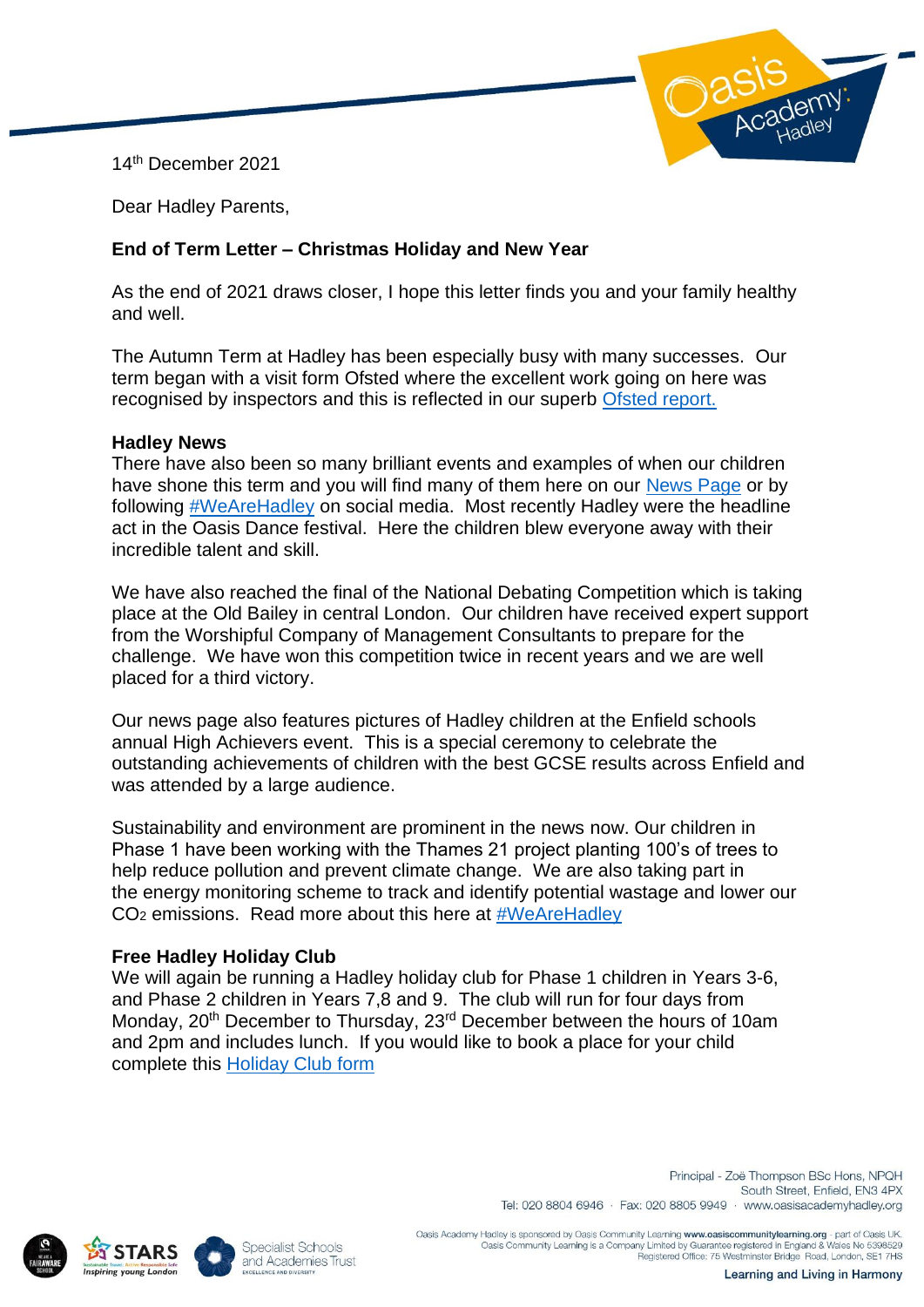14th December 2021

Dear Hadley Parents,

**End of Term Letter – Christmas Holiday and New Year**

As the end of 2021 draws closer, I hope this letter finds you and your family healthy and well.

The Autumn Term at Hadley has been especially busy with many successes. Our term began with a visit form Ofsted where the excellent work going on here was recognised by inspectors and this is reflected in our superb Ofsted report.

**Hadley News**

There have also been so many brilliant events and examples of when our children have shone this term and you will find many of them here on our News Page or by following #WeAreHadley on social media. Most recently Hadley were the headline act in the Oasis Dance festival. Here the children blew everyone away with their incredible talent and skill.

We have also reached the final of the National Debating Competition which is taking place at the Old Bailey in central London. Our children have received expert support from the Worshipful Company of Management Consultants to prepare for the challenge. We have won this competition twice in recent years and we are well placed for a third victory.

Our news page also features pictures of Hadley children at the Enfield schools annual High Achievers event. This is a special ceremony to celebrate the outstanding achievements of children with the best GCSE results across Enfield and was attended by a large audience.

Sustainability and environment are prominent in the news now. Our children in Phase 1 have been working with the Thames 21 project planting 100's of trees to help reduce pollution and prevent climate change. We are also taking part in the energy monitoring scheme to track and identify potential wastage and lower our $CO_2$ emissions. Read more about this here at #WeAreHadley

**Free Hadley Holiday Club**

We will again be running a Hadley holiday club for Phase 1 children in Years 3-6, and Phase 2 children in Years 7,8 and 9. The club will run for four days from Monday, 20th December to Thursday, 23rd December between the hours of 10am and 2pm and includes lunch. If you would like to book a place for your child complete this Holiday Club form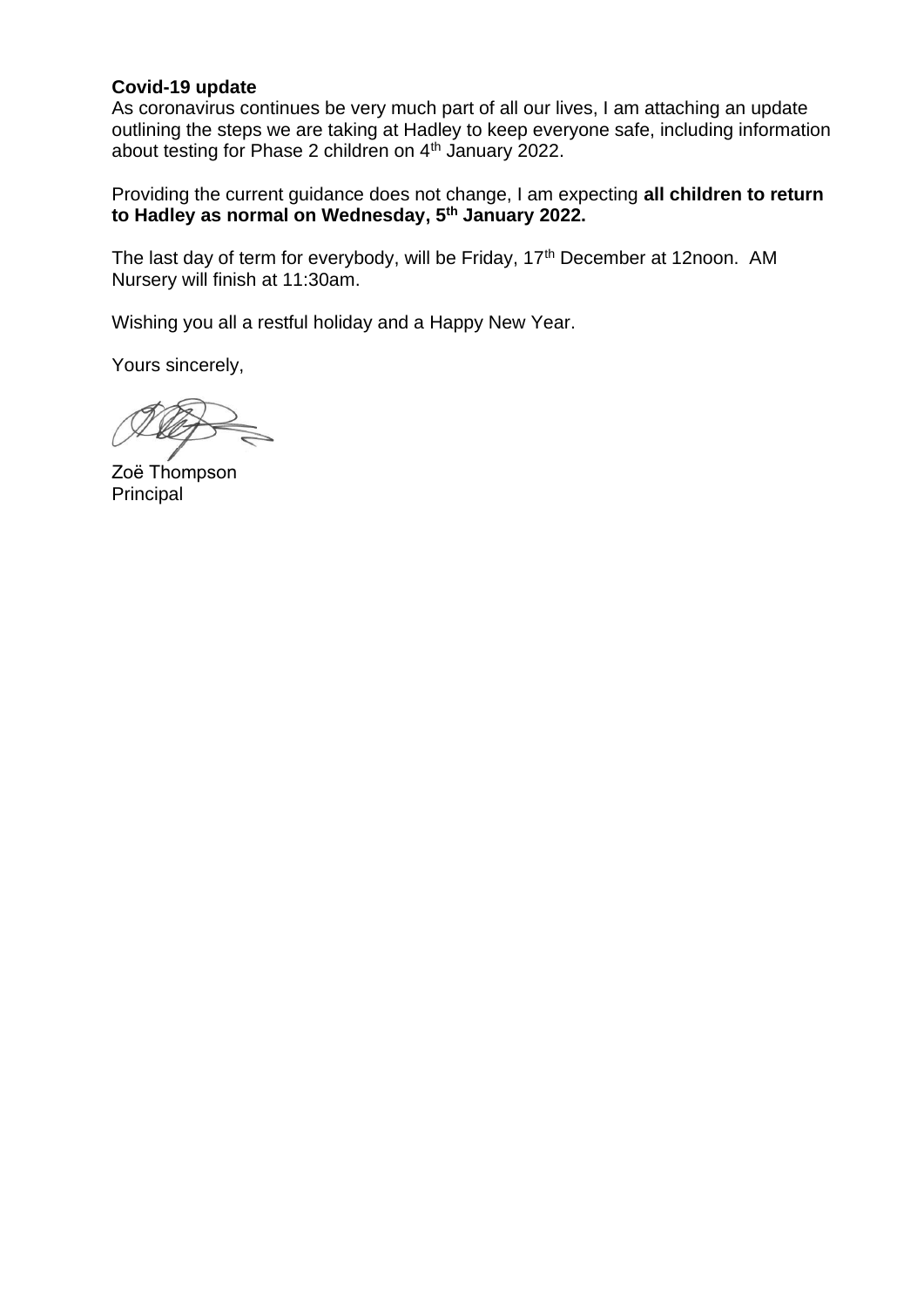**Covid-19 update**
As coronavirus continues be very much part of all our lives, I am attaching an update outlining the steps we are taking at Hadley to keep everyone safe, including information about testing for Phase 2 children on 4th January 2022.

Providing the current guidance does not change, I am expecting **all children to return to Hadley as normal on Wednesday, 5th January 2022.**

The last day of term for everybody, will be Friday, 17th December at 12noon. AM Nursery will finish at 11:30am.

Wishing you all a restful holiday and a Happy New Year.

Yours sincerely,

Zoë Thompson
Principal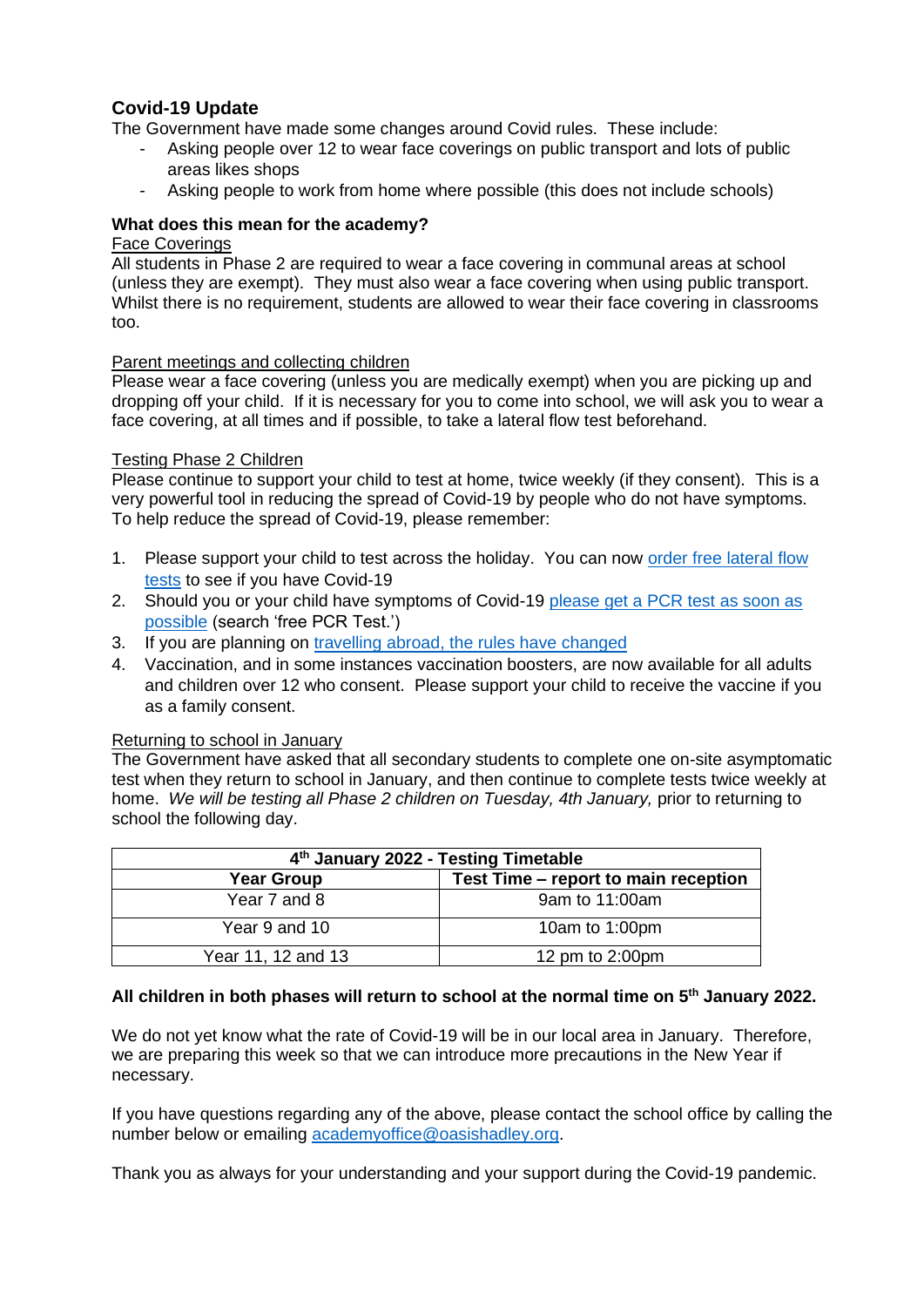## Covid-19 Update

The Government have made some changes around Covid rules. These include:

- Asking people over 12 to wear face coverings on public transport and lots of public areas likes shops
- Asking people to work from home where possible (this does not include schools)

**What does this mean for the academy?**

Face Coverings

All students in Phase 2 are required to wear a face covering in communal areas at school (unless they are exempt). They must also wear a face covering when using public transport. Whilst there is no requirement, students are allowed to wear their face covering in classrooms too.

Parent meetings and collecting children

Please wear a face covering (unless you are medically exempt) when you are picking up and dropping off your child. If it is necessary for you to come into school, we will ask you to wear a face covering, at all times and if possible, to take a lateral flow test beforehand.

Testing Phase 2 Children

Please continue to support your child to test at home, twice weekly (if they consent). This is a very powerful tool in reducing the spread of Covid-19 by people who do not have symptoms. To help reduce the spread of Covid-19, please remember:

1. Please support your child to test across the holiday. You can now order free lateral flow tests to see if you have Covid-19
2. Should you or your child have symptoms of Covid-19 please get a PCR test as soon as possible (search 'free PCR Test.')
3. If you are planning on travelling abroad, the rules have changed
4. Vaccination, and in some instances vaccination boosters, are now available for all adults and children over 12 who consent. Please support your child to receive the vaccine if you as a family consent.

Returning to school in January

The Government have asked that all secondary students to complete one on-site asymptomatic test when they return to school in January, and then continue to complete tests twice weekly at home. *We will be testing all Phase 2 children on Tuesday, 4th January,* prior to returning to school the following day.

| 4th January 2022 - Testing Timetable | |
|---|---|
| **Year Group** | **Test Time – report to main reception** |
| Year 7 and 8 | 9am to 11:00am |
| Year 9 and 10 | 10am to 1:00pm |
| Year 11, 12 and 13 | 12 pm to 2:00pm |

**All children in both phases will return to school at the normal time on 5th January 2022.**

We do not yet know what the rate of Covid-19 will be in our local area in January. Therefore, we are preparing this week so that we can introduce more precautions in the New Year if necessary.

If you have questions regarding any of the above, please contact the school office by calling the number below or emailing academyoffice@oasishadley.org.

Thank you as always for your understanding and your support during the Covid-19 pandemic.